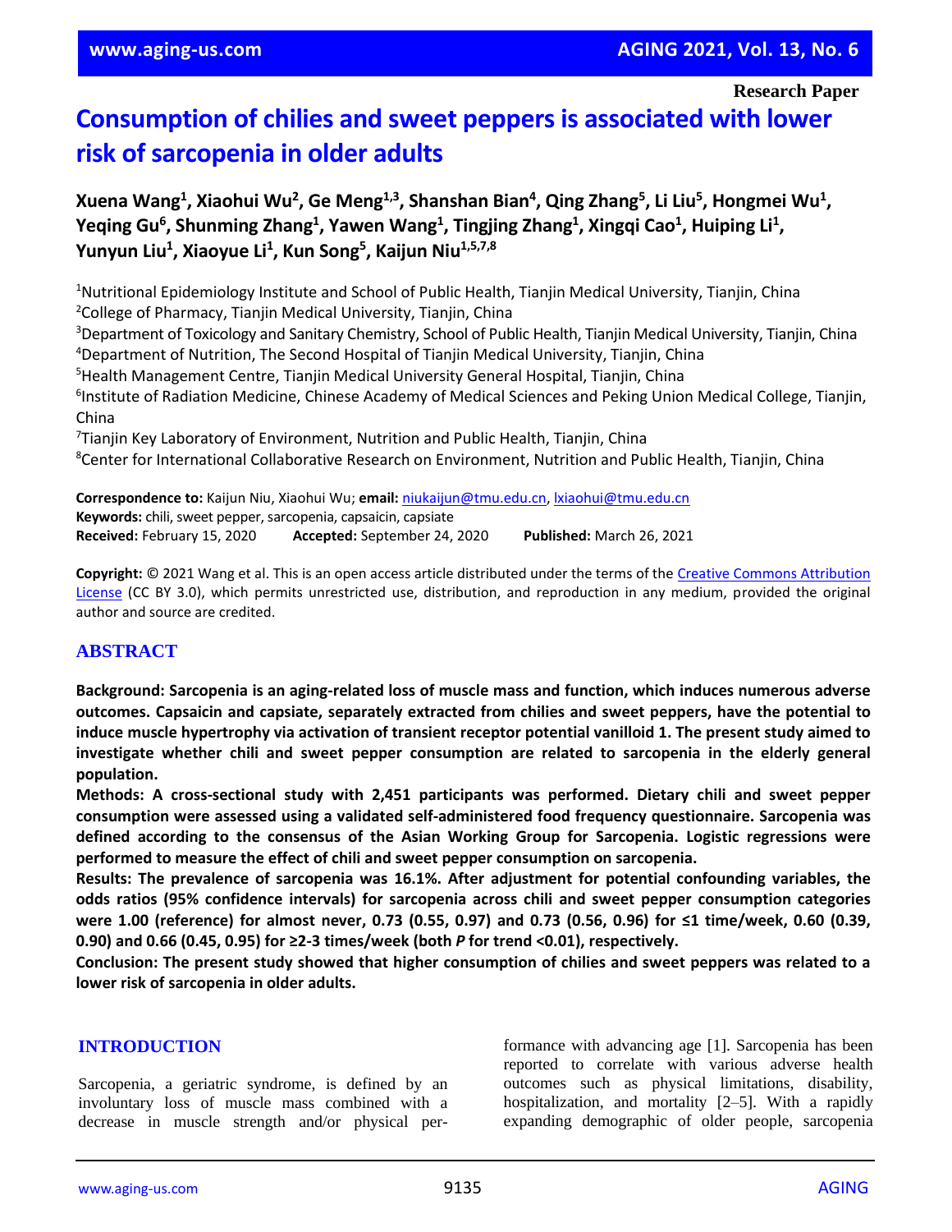Research Paper

# Consumption of chilies and sweet peppers is associated with lower risk of sarcopenia in older adults

**Xuena Wang[1], Xiaohui Wu[2], Ge Meng[1,3], Shanshan Bian[4], Qing Zhang[5], Li Liu[5], Hongmei Wu[1], Yeqing Gu[6], Shunming Zhang[1], Yawen Wang[1], Tingjing Zhang[1], Xingqi Cao[1], Huiping Li[1], Yunyun Liu[1], Xiaoyue Li[1], Kun Song[5], Kaijun Niu[1,5,7,8]**

[1]Nutritional Epidemiology Institute and School of Public Health, Tianjin Medical University, Tianjin, China
[2]College of Pharmacy, Tianjin Medical University, Tianjin, China
[3]Department of Toxicology and Sanitary Chemistry, School of Public Health, Tianjin Medical University, Tianjin, China
[4]Department of Nutrition, The Second Hospital of Tianjin Medical University, Tianjin, China
[5]Health Management Centre, Tianjin Medical University General Hospital, Tianjin, China
[6]Institute of Radiation Medicine, Chinese Academy of Medical Sciences and Peking Union Medical College, Tianjin, China
[7]Tianjin Key Laboratory of Environment, Nutrition and Public Health, Tianjin, China
[8]Center for International Collaborative Research on Environment, Nutrition and Public Health, Tianjin, China

**Correspondence to:** Kaijun Niu, Xiaohui Wu; **email:** niukaijun@tmu.edu.cn, lxiaohui@tmu.edu.cn
**Keywords:** chili, sweet pepper, sarcopenia, capsaicin, capsiate
**Received:** February 15, 2020 **Accepted:** September 24, 2020 **Published:** March 26, 2021

**Copyright:** © 2021 Wang et al. This is an open access article distributed under the terms of the Creative Commons Attribution License (CC BY 3.0), which permits unrestricted use, distribution, and reproduction in any medium, provided the original author and source are credited.

## ABSTRACT

**Background: Sarcopenia is an aging-related loss of muscle mass and function, which induces numerous adverse outcomes. Capsaicin and capsiate, separately extracted from chilies and sweet peppers, have the potential to induce muscle hypertrophy via activation of transient receptor potential vanilloid 1. The present study aimed to investigate whether chili and sweet pepper consumption are related to sarcopenia in the elderly general population.**

**Methods: A cross-sectional study with 2,451 participants was performed. Dietary chili and sweet pepper consumption were assessed using a validated self-administered food frequency questionnaire. Sarcopenia was defined according to the consensus of the Asian Working Group for Sarcopenia. Logistic regressions were performed to measure the effect of chili and sweet pepper consumption on sarcopenia.**

**Results: The prevalence of sarcopenia was 16.1%. After adjustment for potential confounding variables, the odds ratios (95% confidence intervals) for sarcopenia across chili and sweet pepper consumption categories were 1.00 (reference) for almost never, 0.73 (0.55, 0.97) and 0.73 (0.56, 0.96) for ≤1 time/week, 0.60 (0.39, 0.90) and 0.66 (0.45, 0.95) for ≥2-3 times/week (both *P* for trend <0.01), respectively.**

**Conclusion: The present study showed that higher consumption of chilies and sweet peppers was related to a lower risk of sarcopenia in older adults.**

## INTRODUCTION

Sarcopenia, a geriatric syndrome, is defined by an involuntary loss of muscle mass combined with a decrease in muscle strength and/or physical performance with advancing age [1]. Sarcopenia has been reported to correlate with various adverse health outcomes such as physical limitations, disability, hospitalization, and mortality [2–5]. With a rapidly expanding demographic of older people, sarcopenia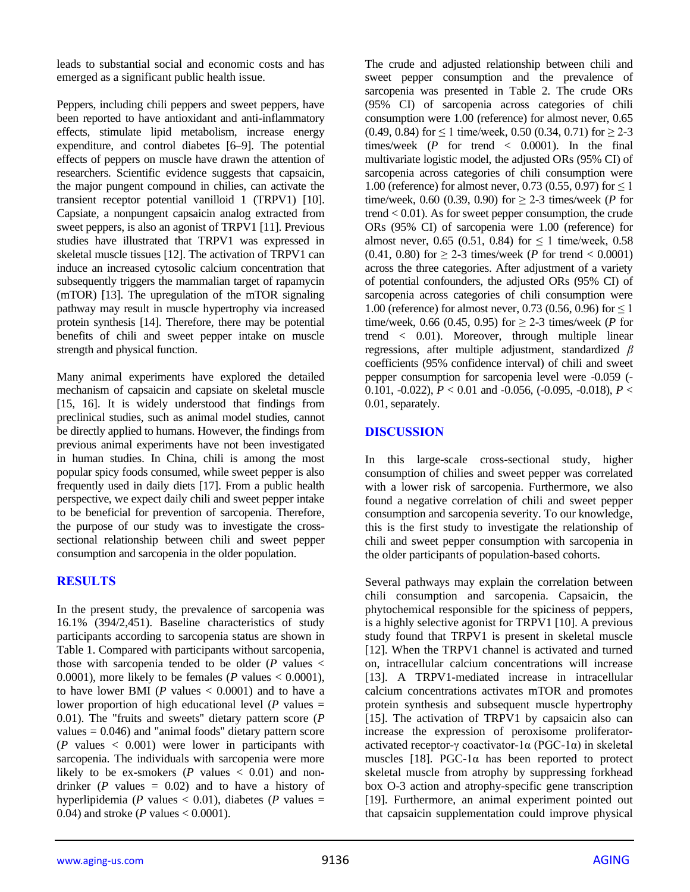leads to substantial social and economic costs and has emerged as a significant public health issue.

Peppers, including chili peppers and sweet peppers, have been reported to have antioxidant and anti-inflammatory effects, stimulate lipid metabolism, increase energy expenditure, and control diabetes [6–9]. The potential effects of peppers on muscle have drawn the attention of researchers. Scientific evidence suggests that capsaicin, the major pungent compound in chilies, can activate the transient receptor potential vanilloid 1 (TRPV1) [10]. Capsiate, a nonpungent capsaicin analog extracted from sweet peppers, is also an agonist of TRPV1 [11]. Previous studies have illustrated that TRPV1 was expressed in skeletal muscle tissues [12]. The activation of TRPV1 can induce an increased cytosolic calcium concentration that subsequently triggers the mammalian target of rapamycin (mTOR) [13]. The upregulation of the mTOR signaling pathway may result in muscle hypertrophy via increased protein synthesis [14]. Therefore, there may be potential benefits of chili and sweet pepper intake on muscle strength and physical function.

Many animal experiments have explored the detailed mechanism of capsaicin and capsiate on skeletal muscle [15, 16]. It is widely understood that findings from preclinical studies, such as animal model studies, cannot be directly applied to humans. However, the findings from previous animal experiments have not been investigated in human studies. In China, chili is among the most popular spicy foods consumed, while sweet pepper is also frequently used in daily diets [17]. From a public health perspective, we expect daily chili and sweet pepper intake to be beneficial for prevention of sarcopenia. Therefore, the purpose of our study was to investigate the cross-sectional relationship between chili and sweet pepper consumption and sarcopenia in the older population.

## RESULTS

In the present study, the prevalence of sarcopenia was 16.1% (394/2,451). Baseline characteristics of study participants according to sarcopenia status are shown in Table 1. Compared with participants without sarcopenia, those with sarcopenia tended to be older (*P* values $< 0.0001$), more likely to be females (*P* values $< 0.0001$), to have lower BMI (*P* values $< 0.0001$) and to have a lower proportion of high educational level (*P* values $= 0.01$). The "fruits and sweets" dietary pattern score (*P* values $= 0.046$) and "animal foods" dietary pattern score (*P* values $< 0.001$) were lower in participants with sarcopenia. The individuals with sarcopenia were more likely to be ex-smokers (*P* values $< 0.01$) and non-drinker (*P* values $= 0.02$) and to have a history of hyperlipidemia (*P* values $< 0.01$), diabetes (*P* values $= 0.04$) and stroke (*P* values $< 0.0001$).

The crude and adjusted relationship between chili and sweet pepper consumption and the prevalence of sarcopenia was presented in Table 2. The crude ORs (95% CI) of sarcopenia across categories of chili consumption were 1.00 (reference) for almost never, 0.65 (0.49, 0.84) for ≤ 1 time/week, 0.50 (0.34, 0.71) for ≥ 2-3 times/week (*P* for trend $< 0.0001$). In the final multivariate logistic model, the adjusted ORs (95% CI) of sarcopenia across categories of chili consumption were 1.00 (reference) for almost never, 0.73 (0.55, 0.97) for ≤ 1 time/week, 0.60 (0.39, 0.90) for ≥ 2-3 times/week (*P* for trend $< 0.01$). As for sweet pepper consumption, the crude ORs (95% CI) of sarcopenia were 1.00 (reference) for almost never, 0.65 (0.51, 0.84) for ≤ 1 time/week, 0.58 (0.41, 0.80) for ≥ 2-3 times/week (*P* for trend $< 0.0001$) across the three categories. After adjustment of a variety of potential confounders, the adjusted ORs (95% CI) of sarcopenia across categories of chili consumption were 1.00 (reference) for almost never, 0.73 (0.56, 0.96) for ≤ 1 time/week, 0.66 (0.45, 0.95) for ≥ 2-3 times/week (*P* for trend $< 0.01$). Moreover, through multiple linear regressions, after multiple adjustment, standardized $\beta$ coefficients (95% confidence interval) of chili and sweet pepper consumption for sarcopenia level were -0.059 (-0.101, -0.022), $P < 0.01$ and -0.056, (-0.095, -0.018), $P < 0.01$, separately.

## DISCUSSION

In this large-scale cross-sectional study, higher consumption of chilies and sweet pepper was correlated with a lower risk of sarcopenia. Furthermore, we also found a negative correlation of chili and sweet pepper consumption and sarcopenia severity. To our knowledge, this is the first study to investigate the relationship of chili and sweet pepper consumption with sarcopenia in the older participants of population-based cohorts.

Several pathways may explain the correlation between chili consumption and sarcopenia. Capsaicin, the phytochemical responsible for the spiciness of peppers, is a highly selective agonist for TRPV1 [10]. A previous study found that TRPV1 is present in skeletal muscle [12]. When the TRPV1 channel is activated and turned on, intracellular calcium concentrations will increase [13]. A TRPV1-mediated increase in intracellular calcium concentrations activates mTOR and promotes protein synthesis and subsequent muscle hypertrophy [15]. The activation of TRPV1 by capsaicin also can increase the expression of peroxisome proliferator-activated receptor-γ coactivator-1α (PGC-1α) in skeletal muscles [18]. PGC-1α has been reported to protect skeletal muscle from atrophy by suppressing forkhead box O-3 action and atrophy-specific gene transcription [19]. Furthermore, an animal experiment pointed out that capsaicin supplementation could improve physical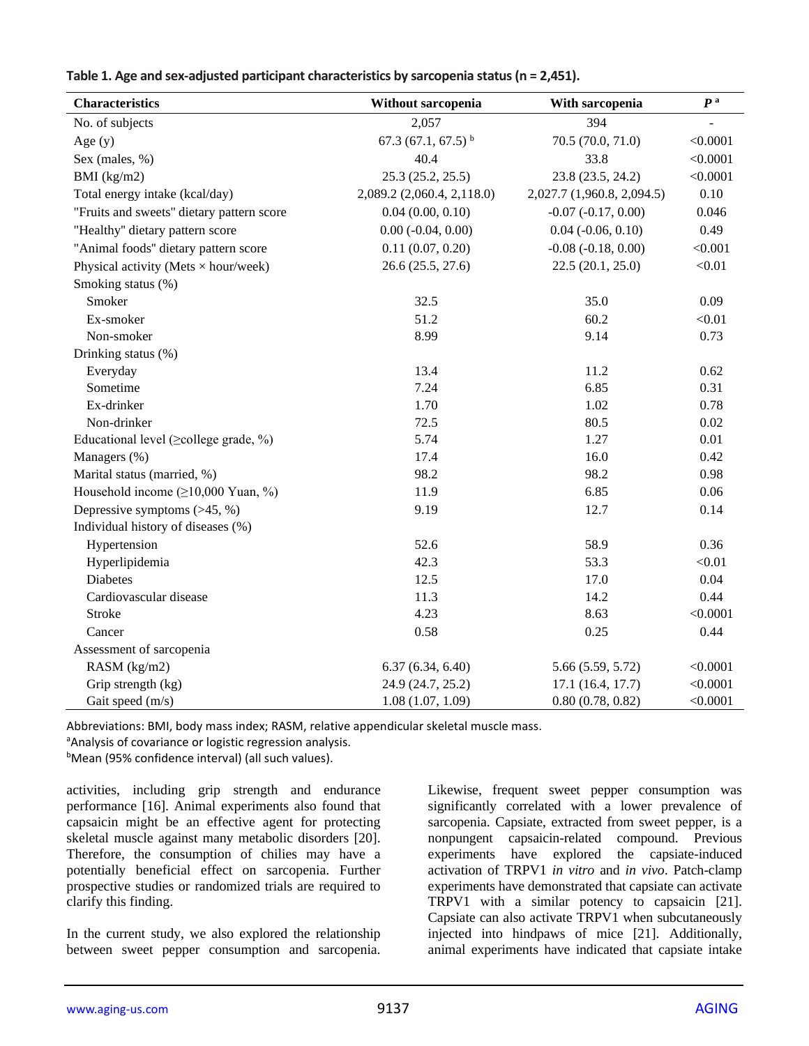**Table 1. Age and sex-adjusted participant characteristics by sarcopenia status (n = 2,451).**

| Characteristics | Without sarcopenia | With sarcopenia | *P* [a] |
|---|---|---|---|
| No. of subjects | 2,057 | 394 | - |
| Age (y) | 67.3 (67.1, 67.5) [b] | 70.5 (70.0, 71.0) | <0.0001 |
| Sex (males, %) | 40.4 | 33.8 | <0.0001 |
| BMI (kg/m2) | 25.3 (25.2, 25.5) | 23.8 (23.5, 24.2) | <0.0001 |
| Total energy intake (kcal/day) | 2,089.2 (2,060.4, 2,118.0) | 2,027.7 (1,960.8, 2,094.5) | 0.10 |
| "Fruits and sweets" dietary pattern score | 0.04 (0.00, 0.10) | -0.07 (-0.17, 0.00) | 0.046 |
| "Healthy" dietary pattern score | 0.00 (-0.04, 0.00) | 0.04 (-0.06, 0.10) | 0.49 |
| "Animal foods" dietary pattern score | 0.11 (0.07, 0.20) | -0.08 (-0.18, 0.00) | <0.001 |
| Physical activity (Mets × hour/week) | 26.6 (25.5, 27.6) | 22.5 (20.1, 25.0) | <0.01 |
| Smoking status (%) | | | |
| Smoker | 32.5 | 35.0 | 0.09 |
| Ex-smoker | 51.2 | 60.2 | <0.01 |
| Non-smoker | 8.99 | 9.14 | 0.73 |
| Drinking status (%) | | | |
| Everyday | 13.4 | 11.2 | 0.62 |
| Sometime | 7.24 | 6.85 | 0.31 |
| Ex-drinker | 1.70 | 1.02 | 0.78 |
| Non-drinker | 72.5 | 80.5 | 0.02 |
| Educational level (≥college grade, %) | 5.74 | 1.27 | 0.01 |
| Managers (%) | 17.4 | 16.0 | 0.42 |
| Marital status (married, %) | 98.2 | 98.2 | 0.98 |
| Household income (≥10,000 Yuan, %) | 11.9 | 6.85 | 0.06 |
| Depressive symptoms (>45, %) | 9.19 | 12.7 | 0.14 |
| Individual history of diseases (%) | | | |
| Hypertension | 52.6 | 58.9 | 0.36 |
| Hyperlipidemia | 42.3 | 53.3 | <0.01 |
| Diabetes | 12.5 | 17.0 | 0.04 |
| Cardiovascular disease | 11.3 | 14.2 | 0.44 |
| Stroke | 4.23 | 8.63 | <0.0001 |
| Cancer | 0.58 | 0.25 | 0.44 |
| Assessment of sarcopenia | | | |
| RASM (kg/m2) | 6.37 (6.34, 6.40) | 5.66 (5.59, 5.72) | <0.0001 |
| Grip strength (kg) | 24.9 (24.7, 25.2) | 17.1 (16.4, 17.7) | <0.0001 |
| Gait speed (m/s) | 1.08 (1.07, 1.09) | 0.80 (0.78, 0.82) | <0.0001 |

Abbreviations: BMI, body mass index; RASM, relative appendicular skeletal muscle mass.

[a] Analysis of covariance or logistic regression analysis.

[b] Mean (95% confidence interval) (all such values).

activities, including grip strength and endurance performance [16]. Animal experiments also found that capsaicin might be an effective agent for protecting skeletal muscle against many metabolic disorders [20]. Therefore, the consumption of chilies may have a potentially beneficial effect on sarcopenia. Further prospective studies or randomized trials are required to clarify this finding.

In the current study, we also explored the relationship between sweet pepper consumption and sarcopenia. Likewise, frequent sweet pepper consumption was significantly correlated with a lower prevalence of sarcopenia. Capsiate, extracted from sweet pepper, is a nonpungent capsaicin-related compound. Previous experiments have explored the capsiate-induced activation of TRPV1 *in vitro* and *in vivo*. Patch-clamp experiments have demonstrated that capsiate can activate TRPV1 with a similar potency to capsaicin [21]. Capsiate can also activate TRPV1 when subcutaneously injected into hindpaws of mice [21]. Additionally, animal experiments have indicated that capsiate intake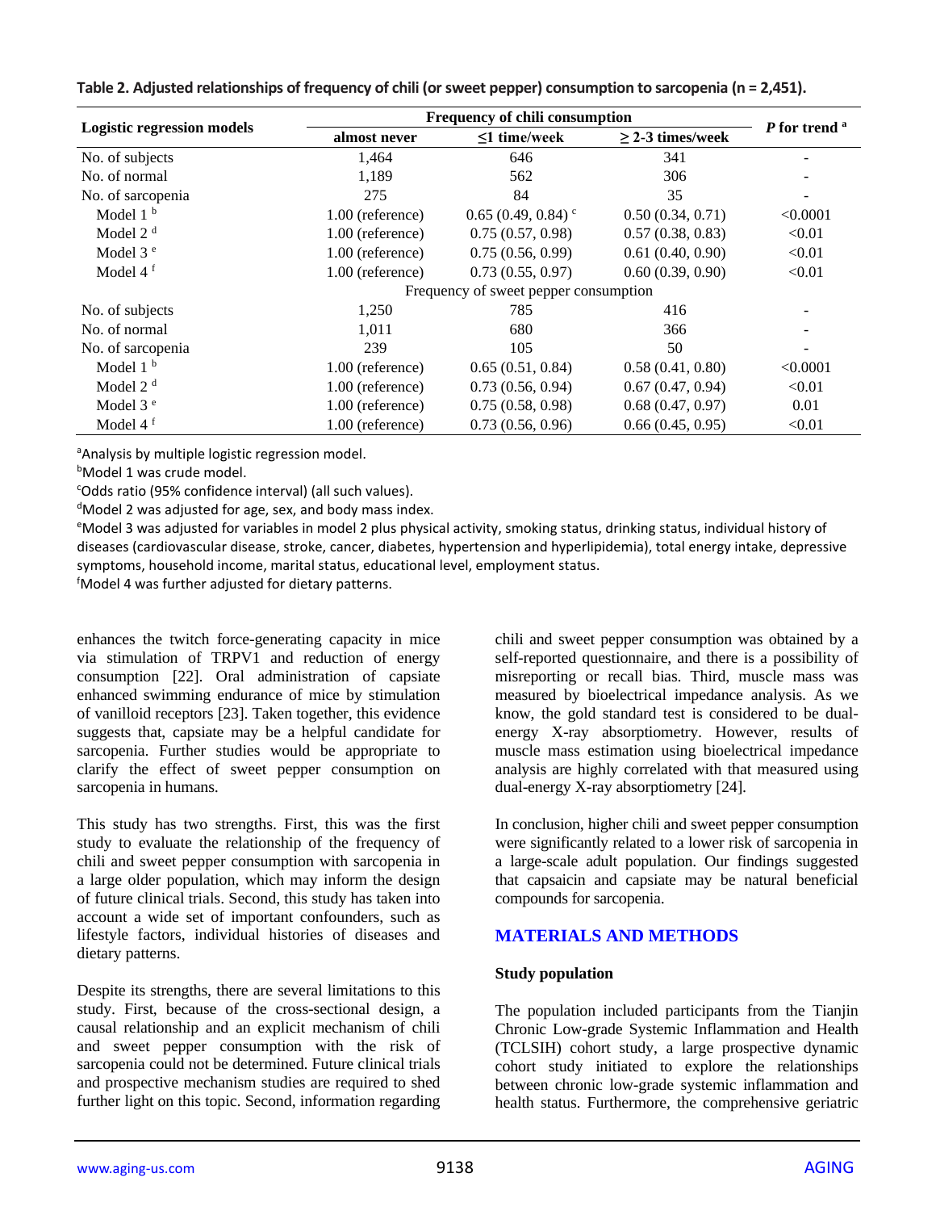**Table 2. Adjusted relationships of frequency of chili (or sweet pepper) consumption to sarcopenia (n = 2,451).**

| Logistic regression models | Frequency of chili consumption | | | *P* for trend [a] |
|---|---|---|---|---|
| | almost never | ≤1 time/week | ≥ 2-3 times/week | |
| No. of subjects | 1,464 | 646 | 341 | - |
| No. of normal | 1,189 | 562 | 306 | - |
| No. of sarcopenia | 275 | 84 | 35 | - |
| Model 1 [b] | 1.00 (reference) | 0.65 (0.49, 0.84) [c] | 0.50 (0.34, 0.71) | <0.0001 |
| Model 2 [d] | 1.00 (reference) | 0.75 (0.57, 0.98) | 0.57 (0.38, 0.83) | <0.01 |
| Model 3 [e] | 1.00 (reference) | 0.75 (0.56, 0.99) | 0.61 (0.40, 0.90) | <0.01 |
| Model 4 [f] | 1.00 (reference) | 0.73 (0.55, 0.97) | 0.60 (0.39, 0.90) | <0.01 |
| | Frequency of sweet pepper consumption | | | |
| No. of subjects | 1,250 | 785 | 416 | - |
| No. of normal | 1,011 | 680 | 366 | - |
| No. of sarcopenia | 239 | 105 | 50 | - |
| Model 1 [b] | 1.00 (reference) | 0.65 (0.51, 0.84) | 0.58 (0.41, 0.80) | <0.0001 |
| Model 2 [d] | 1.00 (reference) | 0.73 (0.56, 0.94) | 0.67 (0.47, 0.94) | <0.01 |
| Model 3 [e] | 1.00 (reference) | 0.75 (0.58, 0.98) | 0.68 (0.47, 0.97) | 0.01 |
| Model 4 [f] | 1.00 (reference) | 0.73 (0.56, 0.96) | 0.66 (0.45, 0.95) | <0.01 |

[a]Analysis by multiple logistic regression model.
[b]Model 1 was crude model.
[c]Odds ratio (95% confidence interval) (all such values).
[d]Model 2 was adjusted for age, sex, and body mass index.
[e]Model 3 was adjusted for variables in model 2 plus physical activity, smoking status, drinking status, individual history of diseases (cardiovascular disease, stroke, cancer, diabetes, hypertension and hyperlipidemia), total energy intake, depressive symptoms, household income, marital status, educational level, employment status.
[f]Model 4 was further adjusted for dietary patterns.

enhances the twitch force-generating capacity in mice via stimulation of TRPV1 and reduction of energy consumption [22]. Oral administration of capsiate enhanced swimming endurance of mice by stimulation of vanilloid receptors [23]. Taken together, this evidence suggests that, capsiate may be a helpful candidate for sarcopenia. Further studies would be appropriate to clarify the effect of sweet pepper consumption on sarcopenia in humans.

This study has two strengths. First, this was the first study to evaluate the relationship of the frequency of chili and sweet pepper consumption with sarcopenia in a large older population, which may inform the design of future clinical trials. Second, this study has taken into account a wide set of important confounders, such as lifestyle factors, individual histories of diseases and dietary patterns.

Despite its strengths, there are several limitations to this study. First, because of the cross-sectional design, a causal relationship and an explicit mechanism of chili and sweet pepper consumption with the risk of sarcopenia could not be determined. Future clinical trials and prospective mechanism studies are required to shed further light on this topic. Second, information regarding chili and sweet pepper consumption was obtained by a self-reported questionnaire, and there is a possibility of misreporting or recall bias. Third, muscle mass was measured by bioelectrical impedance analysis. As we know, the gold standard test is considered to be dual-energy X-ray absorptiometry. However, results of muscle mass estimation using bioelectrical impedance analysis are highly correlated with that measured using dual-energy X-ray absorptiometry [24].

In conclusion, higher chili and sweet pepper consumption were significantly related to a lower risk of sarcopenia in a large-scale adult population. Our findings suggested that capsaicin and capsiate may be natural beneficial compounds for sarcopenia.

## MATERIALS AND METHODS

### Study population

The population included participants from the Tianjin Chronic Low-grade Systemic Inflammation and Health (TCLSIH) cohort study, a large prospective dynamic cohort study initiated to explore the relationships between chronic low-grade systemic inflammation and health status. Furthermore, the comprehensive geriatric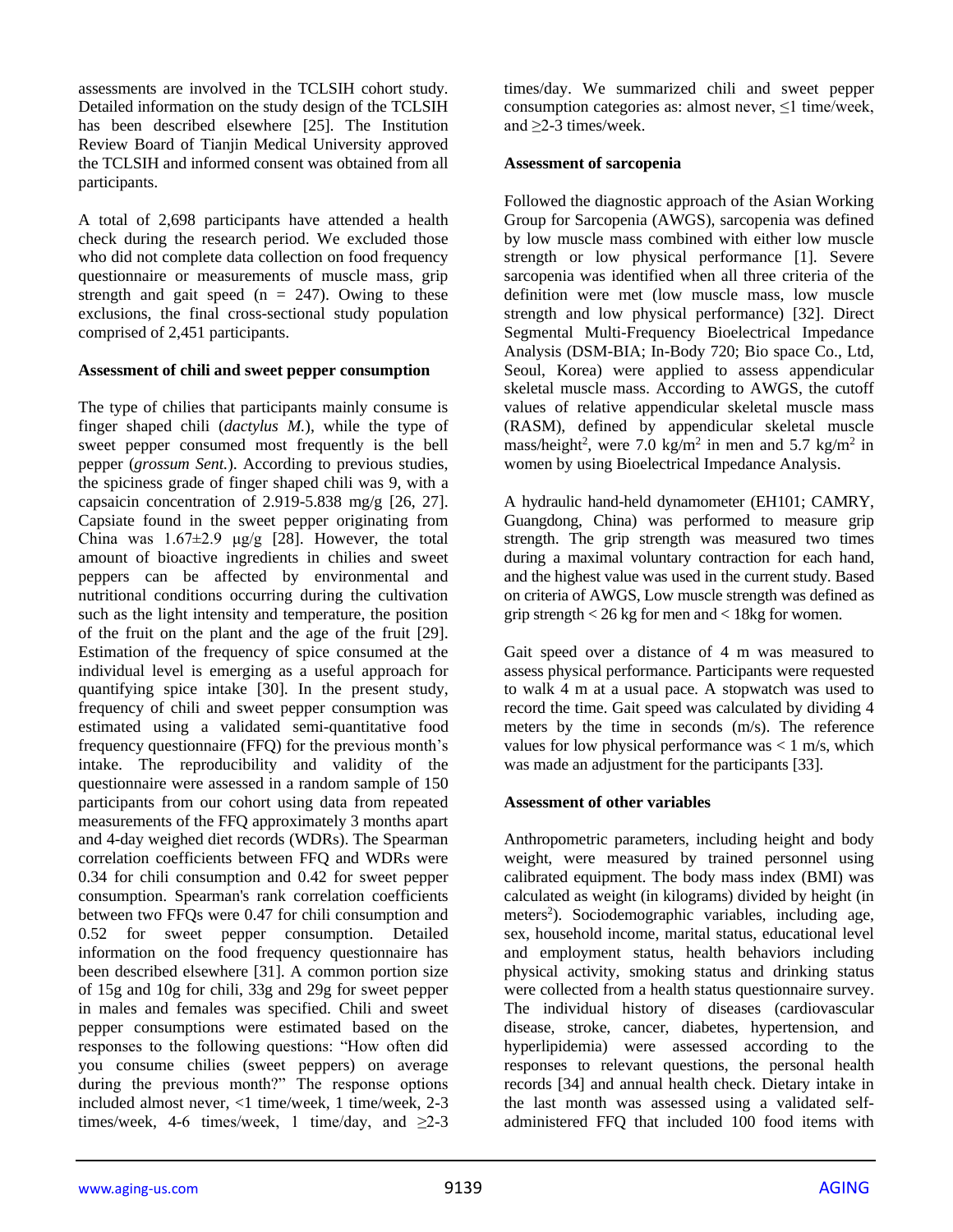assessments are involved in the TCLSIH cohort study. Detailed information on the study design of the TCLSIH has been described elsewhere [25]. The Institution Review Board of Tianjin Medical University approved the TCLSIH and informed consent was obtained from all participants.

A total of 2,698 participants have attended a health check during the research period. We excluded those who did not complete data collection on food frequency questionnaire or measurements of muscle mass, grip strength and gait speed (n = 247). Owing to these exclusions, the final cross-sectional study population comprised of 2,451 participants.

**Assessment of chili and sweet pepper consumption**

The type of chilies that participants mainly consume is finger shaped chili (*dactylus M.*), while the type of sweet pepper consumed most frequently is the bell pepper (*grossum Sent.*). According to previous studies, the spiciness grade of finger shaped chili was 9, with a capsaicin concentration of 2.919-5.838 mg/g [26, 27]. Capsiate found in the sweet pepper originating from China was 1.67±2.9 μg/g [28]. However, the total amount of bioactive ingredients in chilies and sweet peppers can be affected by environmental and nutritional conditions occurring during the cultivation such as the light intensity and temperature, the position of the fruit on the plant and the age of the fruit [29]. Estimation of the frequency of spice consumed at the individual level is emerging as a useful approach for quantifying spice intake [30]. In the present study, frequency of chili and sweet pepper consumption was estimated using a validated semi-quantitative food frequency questionnaire (FFQ) for the previous month's intake. The reproducibility and validity of the questionnaire were assessed in a random sample of 150 participants from our cohort using data from repeated measurements of the FFQ approximately 3 months apart and 4-day weighed diet records (WDRs). The Spearman correlation coefficients between FFQ and WDRs were 0.34 for chili consumption and 0.42 for sweet pepper consumption. Spearman's rank correlation coefficients between two FFQs were 0.47 for chili consumption and 0.52 for sweet pepper consumption. Detailed information on the food frequency questionnaire has been described elsewhere [31]. A common portion size of 15g and 10g for chili, 33g and 29g for sweet pepper in males and females was specified. Chili and sweet pepper consumptions were estimated based on the responses to the following questions: "How often did you consume chilies (sweet peppers) on average during the previous month?" The response options included almost never, <1 time/week, 1 time/week, 2-3 times/week, 4-6 times/week, 1 time/day, and ≥2-3 times/day. We summarized chili and sweet pepper consumption categories as: almost never, ≤1 time/week, and ≥2-3 times/week.

**Assessment of sarcopenia**

Followed the diagnostic approach of the Asian Working Group for Sarcopenia (AWGS), sarcopenia was defined by low muscle mass combined with either low muscle strength or low physical performance [1]. Severe sarcopenia was identified when all three criteria of the definition were met (low muscle mass, low muscle strength and low physical performance) [32]. Direct Segmental Multi-Frequency Bioelectrical Impedance Analysis (DSM-BIA; In-Body 720; Bio space Co., Ltd, Seoul, Korea) were applied to assess appendicular skeletal muscle mass. According to AWGS, the cutoff values of relative appendicular skeletal muscle mass (RASM), defined by appendicular skeletal muscle mass/height$^2$, were 7.0 kg/m$^2$ in men and 5.7 kg/m$^2$ in women by using Bioelectrical Impedance Analysis.

A hydraulic hand-held dynamometer (EH101; CAMRY, Guangdong, China) was performed to measure grip strength. The grip strength was measured two times during a maximal voluntary contraction for each hand, and the highest value was used in the current study. Based on criteria of AWGS, Low muscle strength was defined as grip strength < 26 kg for men and < 18kg for women.

Gait speed over a distance of 4 m was measured to assess physical performance. Participants were requested to walk 4 m at a usual pace. A stopwatch was used to record the time. Gait speed was calculated by dividing 4 meters by the time in seconds (m/s). The reference values for low physical performance was < 1 m/s, which was made an adjustment for the participants [33].

**Assessment of other variables**

Anthropometric parameters, including height and body weight, were measured by trained personnel using calibrated equipment. The body mass index (BMI) was calculated as weight (in kilograms) divided by height (in meters$^2$). Sociodemographic variables, including age, sex, household income, marital status, educational level and employment status, health behaviors including physical activity, smoking status and drinking status were collected from a health status questionnaire survey. The individual history of diseases (cardiovascular disease, stroke, cancer, diabetes, hypertension, and hyperlipidemia) were assessed according to the responses to relevant questions, the personal health records [34] and annual health check. Dietary intake in the last month was assessed using a validated self-administered FFQ that included 100 food items with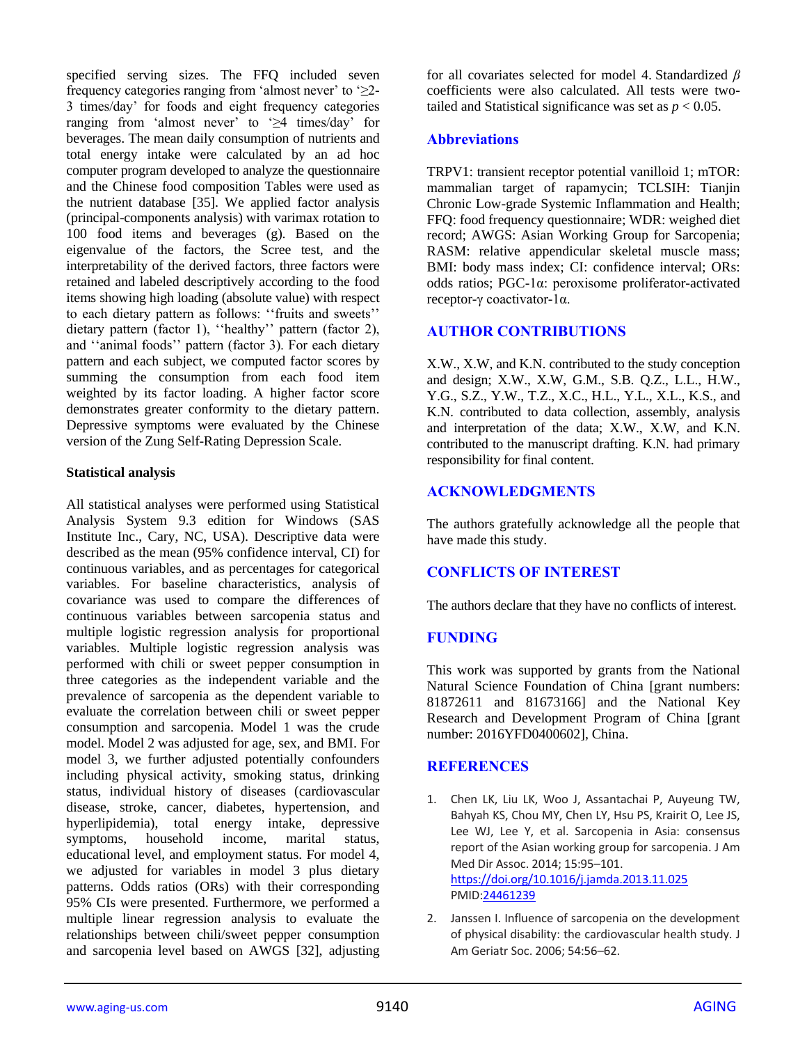specified serving sizes. The FFQ included seven frequency categories ranging from 'almost never' to '≥2-3 times/day' for foods and eight frequency categories ranging from 'almost never' to '≥4 times/day' for beverages. The mean daily consumption of nutrients and total energy intake were calculated by an ad hoc computer program developed to analyze the questionnaire and the Chinese food composition Tables were used as the nutrient database [35]. We applied factor analysis (principal-components analysis) with varimax rotation to 100 food items and beverages (g). Based on the eigenvalue of the factors, the Scree test, and the interpretability of the derived factors, three factors were retained and labeled descriptively according to the food items showing high loading (absolute value) with respect to each dietary pattern as follows: ''fruits and sweets'' dietary pattern (factor 1), ''healthy'' pattern (factor 2), and ''animal foods'' pattern (factor 3). For each dietary pattern and each subject, we computed factor scores by summing the consumption from each food item weighted by its factor loading. A higher factor score demonstrates greater conformity to the dietary pattern. Depressive symptoms were evaluated by the Chinese version of the Zung Self-Rating Depression Scale.

**Statistical analysis**

All statistical analyses were performed using Statistical Analysis System 9.3 edition for Windows (SAS Institute Inc., Cary, NC, USA). Descriptive data were described as the mean (95% confidence interval, CI) for continuous variables, and as percentages for categorical variables. For baseline characteristics, analysis of covariance was used to compare the differences of continuous variables between sarcopenia status and multiple logistic regression analysis for proportional variables. Multiple logistic regression analysis was performed with chili or sweet pepper consumption in three categories as the independent variable and the prevalence of sarcopenia as the dependent variable to evaluate the correlation between chili or sweet pepper consumption and sarcopenia. Model 1 was the crude model. Model 2 was adjusted for age, sex, and BMI. For model 3, we further adjusted potentially confounders including physical activity, smoking status, drinking status, individual history of diseases (cardiovascular disease, stroke, cancer, diabetes, hypertension, and hyperlipidemia), total energy intake, depressive symptoms, household income, marital status, educational level, and employment status. For model 4, we adjusted for variables in model 3 plus dietary patterns. Odds ratios (ORs) with their corresponding 95% CIs were presented. Furthermore, we performed a multiple linear regression analysis to evaluate the relationships between chili/sweet pepper consumption and sarcopenia level based on AWGS [32], adjusting for all covariates selected for model 4. Standardized $\beta$ coefficients were also calculated. All tests were two-tailed and Statistical significance was set as $p < 0.05$.

## Abbreviations

TRPV1: transient receptor potential vanilloid 1; mTOR: mammalian target of rapamycin; TCLSIH: Tianjin Chronic Low-grade Systemic Inflammation and Health; FFQ: food frequency questionnaire; WDR: weighed diet record; AWGS: Asian Working Group for Sarcopenia; RASM: relative appendicular skeletal muscle mass; BMI: body mass index; CI: confidence interval; ORs: odds ratios; PGC-1α: peroxisome proliferator-activated receptor-γ coactivator-1α.

## AUTHOR CONTRIBUTIONS

X.W., X.W, and K.N. contributed to the study conception and design; X.W., X.W, G.M., S.B. Q.Z., L.L., H.W., Y.G., S.Z., Y.W., T.Z., X.C., H.L., Y.L., X.L., K.S., and K.N. contributed to data collection, assembly, analysis and interpretation of the data; X.W., X.W, and K.N. contributed to the manuscript drafting. K.N. had primary responsibility for final content.

## ACKNOWLEDGMENTS

The authors gratefully acknowledge all the people that have made this study.

## CONFLICTS OF INTEREST

The authors declare that they have no conflicts of interest.

## FUNDING

This work was supported by grants from the National Natural Science Foundation of China [grant numbers: 81872611 and 81673166] and the National Key Research and Development Program of China [grant number: 2016YFD0400602], China.

## REFERENCES

1. Chen LK, Liu LK, Woo J, Assantachai P, Auyeung TW, Bahyah KS, Chou MY, Chen LY, Hsu PS, Krairit O, Lee JS, Lee WJ, Lee Y, et al. Sarcopenia in Asia: consensus report of the Asian working group for sarcopenia. J Am Med Dir Assoc. 2014; 15:95–101. https://doi.org/10.1016/j.jamda.2013.11.025 PMID:24461239

2. Janssen I. Influence of sarcopenia on the development of physical disability: the cardiovascular health study. J Am Geriatr Soc. 2006; 54:56–62.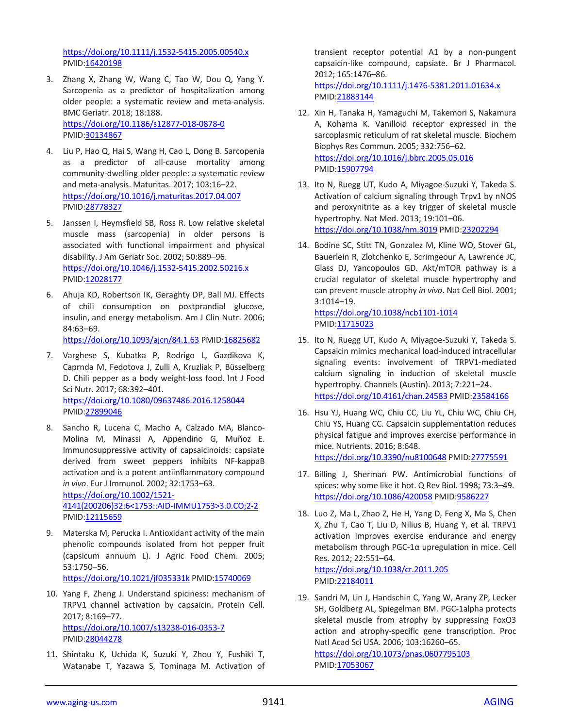https://doi.org/10.1111/j.1532-5415.2005.00540.x PMID:16420198

3. Zhang X, Zhang W, Wang C, Tao W, Dou Q, Yang Y. Sarcopenia as a predictor of hospitalization among older people: a systematic review and meta-analysis. BMC Geriatr. 2018; 18:188. https://doi.org/10.1186/s12877-018-0878-0 PMID:30134867

4. Liu P, Hao Q, Hai S, Wang H, Cao L, Dong B. Sarcopenia as a predictor of all-cause mortality among community-dwelling older people: a systematic review and meta-analysis. Maturitas. 2017; 103:16–22. https://doi.org/10.1016/j.maturitas.2017.04.007 PMID:28778327

5. Janssen I, Heymsfield SB, Ross R. Low relative skeletal muscle mass (sarcopenia) in older persons is associated with functional impairment and physical disability. J Am Geriatr Soc. 2002; 50:889–96. https://doi.org/10.1046/j.1532-5415.2002.50216.x PMID:12028177

6. Ahuja KD, Robertson IK, Geraghty DP, Ball MJ. Effects of chili consumption on postprandial glucose, insulin, and energy metabolism. Am J Clin Nutr. 2006; 84:63–69. https://doi.org/10.1093/ajcn/84.1.63 PMID:16825682

7. Varghese S, Kubatka P, Rodrigo L, Gazdikova K, Caprnda M, Fedotova J, Zulli A, Kruzliak P, Büsselberg D. Chili pepper as a body weight-loss food. Int J Food Sci Nutr. 2017; 68:392–401. https://doi.org/10.1080/09637486.2016.1258044 PMID:27899046

8. Sancho R, Lucena C, Macho A, Calzado MA, Blanco-Molina M, Minassi A, Appendino G, Muñoz E. Immunosuppressive activity of capsaicinoids: capsiate derived from sweet peppers inhibits NF-kappaB activation and is a potent antiinflammatory compound *in vivo*. Eur J Immunol. 2002; 32:1753–63. https://doi.org/10.1002/1521-4141(200206)32:6<1753::AID-IMMU1753>3.0.CO;2-2 PMID:12115659

9. Materska M, Perucka I. Antioxidant activity of the main phenolic compounds isolated from hot pepper fruit (capsicum annuum L). J Agric Food Chem. 2005; 53:1750–56. https://doi.org/10.1021/jf035331k PMID:15740069

10. Yang F, Zheng J. Understand spiciness: mechanism of TRPV1 channel activation by capsaicin. Protein Cell. 2017; 8:169–77. https://doi.org/10.1007/s13238-016-0353-7 PMID:28044278

11. Shintaku K, Uchida K, Suzuki Y, Zhou Y, Fushiki T, Watanabe T, Yazawa S, Tominaga M. Activation of transient receptor potential A1 by a non-pungent capsaicin-like compound, capsiate. Br J Pharmacol. 2012; 165:1476–86. https://doi.org/10.1111/j.1476-5381.2011.01634.x PMID:21883144

12. Xin H, Tanaka H, Yamaguchi M, Takemori S, Nakamura A, Kohama K. Vanilloid receptor expressed in the sarcoplasmic reticulum of rat skeletal muscle. Biochem Biophys Res Commun. 2005; 332:756–62. https://doi.org/10.1016/j.bbrc.2005.05.016 PMID:15907794

13. Ito N, Ruegg UT, Kudo A, Miyagoe-Suzuki Y, Takeda S. Activation of calcium signaling through Trpv1 by nNOS and peroxynitrite as a key trigger of skeletal muscle hypertrophy. Nat Med. 2013; 19:101–06. https://doi.org/10.1038/nm.3019 PMID:23202294

14. Bodine SC, Stitt TN, Gonzalez M, Kline WO, Stover GL, Bauerlein R, Zlotchenko E, Scrimgeour A, Lawrence JC, Glass DJ, Yancopoulos GD. Akt/mTOR pathway is a crucial regulator of skeletal muscle hypertrophy and can prevent muscle atrophy *in vivo*. Nat Cell Biol. 2001; 3:1014–19. https://doi.org/10.1038/ncb1101-1014 PMID:11715023

15. Ito N, Ruegg UT, Kudo A, Miyagoe-Suzuki Y, Takeda S. Capsaicin mimics mechanical load-induced intracellular signaling events: involvement of TRPV1-mediated calcium signaling in induction of skeletal muscle hypertrophy. Channels (Austin). 2013; 7:221–24. https://doi.org/10.4161/chan.24583 PMID:23584166

16. Hsu YJ, Huang WC, Chiu CC, Liu YL, Chiu WC, Chiu CH, Chiu YS, Huang CC. Capsaicin supplementation reduces physical fatigue and improves exercise performance in mice. Nutrients. 2016; 8:648. https://doi.org/10.3390/nu8100648 PMID:27775591

17. Billing J, Sherman PW. Antimicrobial functions of spices: why some like it hot. Q Rev Biol. 1998; 73:3–49. https://doi.org/10.1086/420058 PMID:9586227

18. Luo Z, Ma L, Zhao Z, He H, Yang D, Feng X, Ma S, Chen X, Zhu T, Cao T, Liu D, Nilius B, Huang Y, et al. TRPV1 activation improves exercise endurance and energy metabolism through PGC-1α upregulation in mice. Cell Res. 2012; 22:551–64. https://doi.org/10.1038/cr.2011.205 PMID:22184011

19. Sandri M, Lin J, Handschin C, Yang W, Arany ZP, Lecker SH, Goldberg AL, Spiegelman BM. PGC-1alpha protects skeletal muscle from atrophy by suppressing FoxO3 action and atrophy-specific gene transcription. Proc Natl Acad Sci USA. 2006; 103:16260–65. https://doi.org/10.1073/pnas.0607795103 PMID:17053067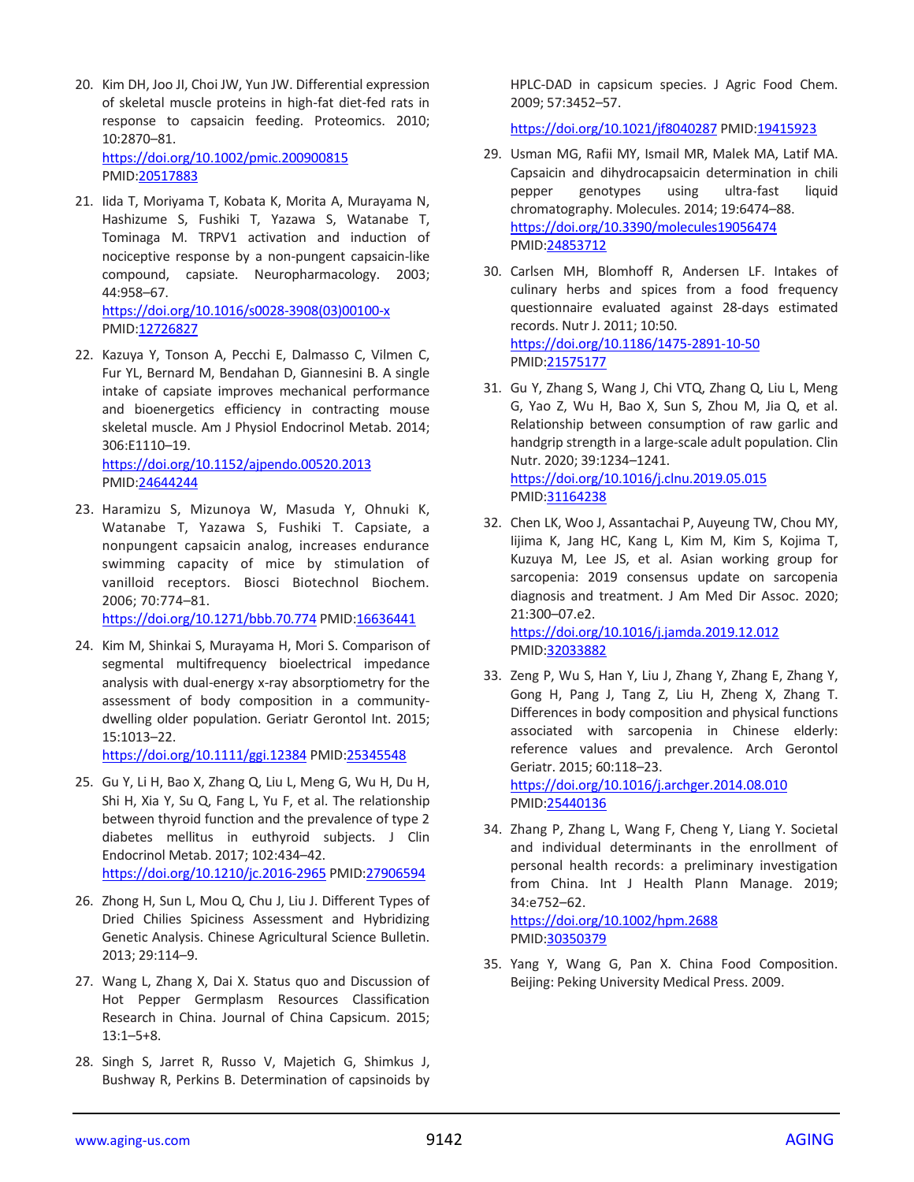20. Kim DH, Joo JI, Choi JW, Yun JW. Differential expression of skeletal muscle proteins in high-fat diet-fed rats in response to capsaicin feeding. Proteomics. 2010; 10:2870–81.
https://doi.org/10.1002/pmic.200900815
PMID:20517883

21. Iida T, Moriyama T, Kobata K, Morita A, Murayama N, Hashizume S, Fushiki T, Yazawa S, Watanabe T, Tominaga M. TRPV1 activation and induction of nociceptive response by a non-pungent capsaicin-like compound, capsiate. Neuropharmacology. 2003; 44:958–67.
https://doi.org/10.1016/s0028-3908(03)00100-x
PMID:12726827

22. Kazuya Y, Tonson A, Pecchi E, Dalmasso C, Vilmen C, Fur YL, Bernard M, Bendahan D, Giannesini B. A single intake of capsiate improves mechanical performance and bioenergetics efficiency in contracting mouse skeletal muscle. Am J Physiol Endocrinol Metab. 2014; 306:E1110–19.
https://doi.org/10.1152/ajpendo.00520.2013
PMID:24644244

23. Haramizu S, Mizunoya W, Masuda Y, Ohnuki K, Watanabe T, Yazawa S, Fushiki T. Capsiate, a nonpungent capsaicin analog, increases endurance swimming capacity of mice by stimulation of vanilloid receptors. Biosci Biotechnol Biochem. 2006; 70:774–81.
https://doi.org/10.1271/bbb.70.774 PMID:16636441

24. Kim M, Shinkai S, Murayama H, Mori S. Comparison of segmental multifrequency bioelectrical impedance analysis with dual-energy x-ray absorptiometry for the assessment of body composition in a community-dwelling older population. Geriatr Gerontol Int. 2015; 15:1013–22.
https://doi.org/10.1111/ggi.12384 PMID:25345548

25. Gu Y, Li H, Bao X, Zhang Q, Liu L, Meng G, Wu H, Du H, Shi H, Xia Y, Su Q, Fang L, Yu F, et al. The relationship between thyroid function and the prevalence of type 2 diabetes mellitus in euthyroid subjects. J Clin Endocrinol Metab. 2017; 102:434–42.
https://doi.org/10.1210/jc.2016-2965 PMID:27906594

26. Zhong H, Sun L, Mou Q, Chu J, Liu J. Different Types of Dried Chilies Spiciness Assessment and Hybridizing Genetic Analysis. Chinese Agricultural Science Bulletin. 2013; 29:114–9.

27. Wang L, Zhang X, Dai X. Status quo and Discussion of Hot Pepper Germplasm Resources Classification Research in China. Journal of China Capsicum. 2015; 13:1–5+8.

28. Singh S, Jarret R, Russo V, Majetich G, Shimkus J, Bushway R, Perkins B. Determination of capsinoids by HPLC-DAD in capsicum species. J Agric Food Chem. 2009; 57:3452–57.
https://doi.org/10.1021/jf8040287 PMID:19415923

29. Usman MG, Rafii MY, Ismail MR, Malek MA, Latif MA. Capsaicin and dihydrocapsaicin determination in chili pepper genotypes using ultra-fast liquid chromatography. Molecules. 2014; 19:6474–88.
https://doi.org/10.3390/molecules19056474
PMID:24853712

30. Carlsen MH, Blomhoff R, Andersen LF. Intakes of culinary herbs and spices from a food frequency questionnaire evaluated against 28-days estimated records. Nutr J. 2011; 10:50.
https://doi.org/10.1186/1475-2891-10-50
PMID:21575177

31. Gu Y, Zhang S, Wang J, Chi VTQ, Zhang Q, Liu L, Meng G, Yao Z, Wu H, Bao X, Sun S, Zhou M, Jia Q, et al. Relationship between consumption of raw garlic and handgrip strength in a large-scale adult population. Clin Nutr. 2020; 39:1234–1241.
https://doi.org/10.1016/j.clnu.2019.05.015
PMID:31164238

32. Chen LK, Woo J, Assantachai P, Auyeung TW, Chou MY, Iijima K, Jang HC, Kang L, Kim M, Kim S, Kojima T, Kuzuya M, Lee JS, et al. Asian working group for sarcopenia: 2019 consensus update on sarcopenia diagnosis and treatment. J Am Med Dir Assoc. 2020; 21:300–07.e2.
https://doi.org/10.1016/j.jamda.2019.12.012
PMID:32033882

33. Zeng P, Wu S, Han Y, Liu J, Zhang Y, Zhang E, Zhang Y, Gong H, Pang J, Tang Z, Liu H, Zheng X, Zhang T. Differences in body composition and physical functions associated with sarcopenia in Chinese elderly: reference values and prevalence. Arch Gerontol Geriatr. 2015; 60:118–23.
https://doi.org/10.1016/j.archger.2014.08.010
PMID:25440136

34. Zhang P, Zhang L, Wang F, Cheng Y, Liang Y. Societal and individual determinants in the enrollment of personal health records: a preliminary investigation from China. Int J Health Plann Manage. 2019; 34:e752–62.
https://doi.org/10.1002/hpm.2688
PMID:30350379

35. Yang Y, Wang G, Pan X. China Food Composition. Beijing: Peking University Medical Press. 2009.